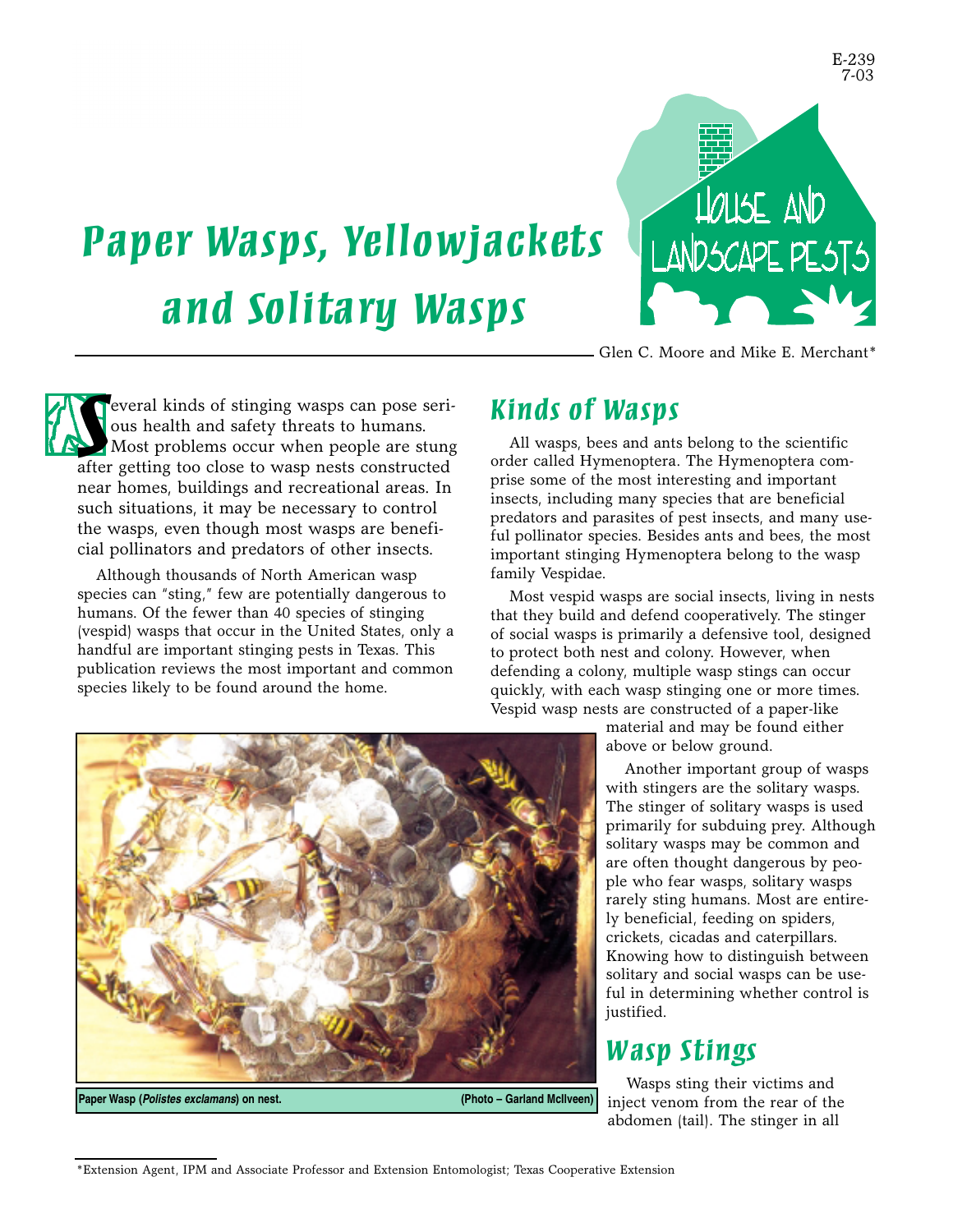E-239
7-03

# Paper Wasps, Yellowjackets and Solitary Wasps

Glen C. Moore and Mike E. Merchant*

Several kinds of stinging wasps can pose serious health and safety threats to humans. Most problems occur when people are stung after getting too close to wasp nests constructed near homes, buildings and recreational areas. In such situations, it may be necessary to control the wasps, even though most wasps are beneficial pollinators and predators of other insects.

Although thousands of North American wasp species can "sting," few are potentially dangerous to humans. Of the fewer than 40 species of stinging (vespid) wasps that occur in the United States, only a handful are important stinging pests in Texas. This publication reviews the most important and common species likely to be found around the home.

Paper Wasp (*Polistes exclamans*) on nest. (Photo – Garland McIlveen)

## Kinds of Wasps

All wasps, bees and ants belong to the scientific order called Hymenoptera. The Hymenoptera comprise some of the most interesting and important insects, including many species that are beneficial predators and parasites of pest insects, and many useful pollinator species. Besides ants and bees, the most important stinging Hymenoptera belong to the wasp family Vespidae.

Most vespid wasps are social insects, living in nests that they build and defend cooperatively. The stinger of social wasps is primarily a defensive tool, designed to protect both nest and colony. However, when defending a colony, multiple wasp stings can occur quickly, with each wasp stinging one or more times. Vespid wasp nests are constructed of a paper-like material and may be found either above or below ground.

Another important group of wasps with stingers are the solitary wasps. The stinger of solitary wasps is used primarily for subduing prey. Although solitary wasps may be common and are often thought dangerous by people who fear wasps, solitary wasps rarely sting humans. Most are entirely beneficial, feeding on spiders, crickets, cicadas and caterpillars. Knowing how to distinguish between solitary and social wasps can be useful in determining whether control is justified.

## Wasp Stings

Wasps sting their victims and inject venom from the rear of the abdomen (tail). The stinger in all

*Extension Agent, IPM and Associate Professor and Extension Entomologist; Texas Cooperative Extension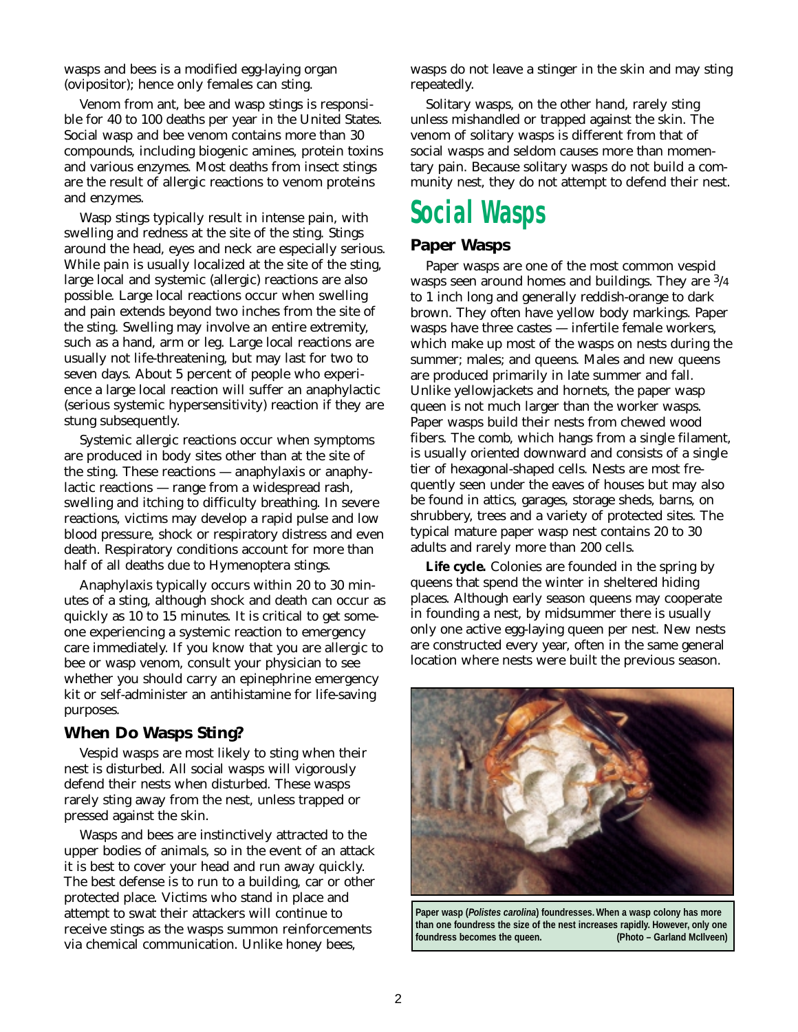wasps and bees is a modified egg-laying organ (ovipositor); hence only females can sting.

Venom from ant, bee and wasp stings is responsible for 40 to 100 deaths per year in the United States. Social wasp and bee venom contains more than 30 compounds, including biogenic amines, protein toxins and various enzymes. Most deaths from insect stings are the result of allergic reactions to venom proteins and enzymes.

Wasp stings typically result in intense pain, with swelling and redness at the site of the sting. Stings around the head, eyes and neck are especially serious. While pain is usually localized at the site of the sting, large local and systemic (allergic) reactions are also possible. Large local reactions occur when swelling and pain extends beyond two inches from the site of the sting. Swelling may involve an entire extremity, such as a hand, arm or leg. Large local reactions are usually not life-threatening, but may last for two to seven days. About 5 percent of people who experience a large local reaction will suffer an anaphylactic (serious systemic hypersensitivity) reaction if they are stung subsequently.

Systemic allergic reactions occur when symptoms are produced in body sites other than at the site of the sting. These reactions — anaphylaxis or anaphylactic reactions — range from a widespread rash, swelling and itching to difficulty breathing. In severe reactions, victims may develop a rapid pulse and low blood pressure, shock or respiratory distress and even death. Respiratory conditions account for more than half of all deaths due to Hymenoptera stings.

Anaphylaxis typically occurs within 20 to 30 minutes of a sting, although shock and death can occur as quickly as 10 to 15 minutes. It is critical to get someone experiencing a systemic reaction to emergency care immediately. If you know that you are allergic to bee or wasp venom, consult your physician to see whether you should carry an epinephrine emergency kit or self-administer an antihistamine for life-saving purposes.

### When Do Wasps Sting?

Vespid wasps are most likely to sting when their nest is disturbed. All social wasps will vigorously defend their nests when disturbed. These wasps rarely sting away from the nest, unless trapped or pressed against the skin.

Wasps and bees are instinctively attracted to the upper bodies of animals, so in the event of an attack it is best to cover your head and run away quickly. The best defense is to run to a building, car or other protected place. Victims who stand in place and attempt to swat their attackers will continue to receive stings as the wasps summon reinforcements via chemical communication. Unlike honey bees, wasps do not leave a stinger in the skin and may sting repeatedly.

Solitary wasps, on the other hand, rarely sting unless mishandled or trapped against the skin. The venom of solitary wasps is different from that of social wasps and seldom causes more than momentary pain. Because solitary wasps do not build a community nest, they do not attempt to defend their nest.

## Social Wasps

### Paper Wasps

Paper wasps are one of the most common vespid wasps seen around homes and buildings. They are 3/4 to 1 inch long and generally reddish-orange to dark brown. They often have yellow body markings. Paper wasps have three castes — infertile female workers, which make up most of the wasps on nests during the summer; males; and queens. Males and new queens are produced primarily in late summer and fall. Unlike yellowjackets and hornets, the paper wasp queen is not much larger than the worker wasps. Paper wasps build their nests from chewed wood fibers. The comb, which hangs from a single filament, is usually oriented downward and consists of a single tier of hexagonal-shaped cells. Nests are most frequently seen under the eaves of houses but may also be found in attics, garages, storage sheds, barns, on shrubbery, trees and a variety of protected sites. The typical mature paper wasp nest contains 20 to 30 adults and rarely more than 200 cells.

**Life cycle.** Colonies are founded in the spring by queens that spend the winter in sheltered hiding places. Although early season queens may cooperate in founding a nest, by midsummer there is usually only one active egg-laying queen per nest. New nests are constructed every year, often in the same general location where nests were built the previous season.

**Paper wasp (*Polistes carolina*) foundresses. When a wasp colony has more than one foundress the size of the nest increases rapidly. However, only one foundress becomes the queen. (Photo – Garland McIlveen)**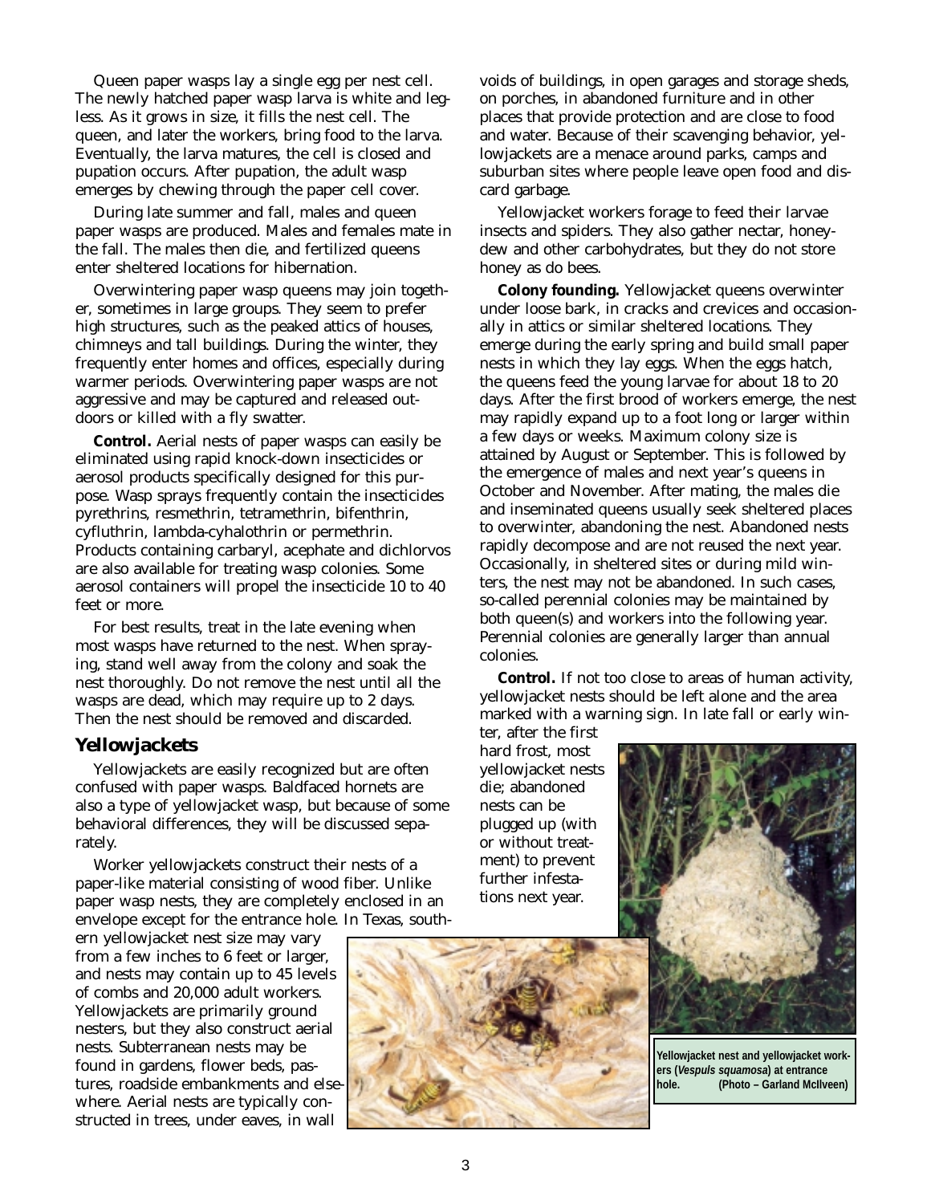Queen paper wasps lay a single egg per nest cell. The newly hatched paper wasp larva is white and legless. As it grows in size, it fills the nest cell. The queen, and later the workers, bring food to the larva. Eventually, the larva matures, the cell is closed and pupation occurs. After pupation, the adult wasp emerges by chewing through the paper cell cover.

During late summer and fall, males and queen paper wasps are produced. Males and females mate in the fall. The males then die, and fertilized queens enter sheltered locations for hibernation.

Overwintering paper wasp queens may join together, sometimes in large groups. They seem to prefer high structures, such as the peaked attics of houses, chimneys and tall buildings. During the winter, they frequently enter homes and offices, especially during warmer periods. Overwintering paper wasps are not aggressive and may be captured and released outdoors or killed with a fly swatter.

**Control.** Aerial nests of paper wasps can easily be eliminated using rapid knock-down insecticides or aerosol products specifically designed for this purpose. Wasp sprays frequently contain the insecticides pyrethrins, resmethrin, tetramethrin, bifenthrin, cyfluthrin, lambda-cyhalothrin or permethrin. Products containing carbaryl, acephate and dichlorvos are also available for treating wasp colonies. Some aerosol containers will propel the insecticide 10 to 40 feet or more.

For best results, treat in the late evening when most wasps have returned to the nest. When spraying, stand well away from the colony and soak the nest thoroughly. Do not remove the nest until all the wasps are dead, which may require up to 2 days. Then the nest should be removed and discarded.

## Yellowjackets

Yellowjackets are easily recognized but are often confused with paper wasps. Baldfaced hornets are also a type of yellowjacket wasp, but because of some behavioral differences, they will be discussed separately.

Worker yellowjackets construct their nests of a paper-like material consisting of wood fiber. Unlike paper wasp nests, they are completely enclosed in an envelope except for the entrance hole. In Texas, southern yellowjacket nest size may vary from a few inches to 6 feet or larger, and nests may contain up to 45 levels of combs and 20,000 adult workers. Yellowjackets are primarily ground nesters, but they also construct aerial nests. Subterranean nests may be found in gardens, flower beds, pastures, roadside embankments and elsewhere. Aerial nests are typically constructed in trees, under eaves, in wall voids of buildings, in open garages and storage sheds, on porches, in abandoned furniture and in other places that provide protection and are close to food and water. Because of their scavenging behavior, yellowjackets are a menace around parks, camps and suburban sites where people leave open food and discard garbage.

Yellowjacket workers forage to feed their larvae insects and spiders. They also gather nectar, honeydew and other carbohydrates, but they do not store honey as do bees.

**Colony founding.** Yellowjacket queens overwinter under loose bark, in cracks and crevices and occasionally in attics or similar sheltered locations. They emerge during the early spring and build small paper nests in which they lay eggs. When the eggs hatch, the queens feed the young larvae for about 18 to 20 days. After the first brood of workers emerge, the nest may rapidly expand up to a foot long or larger within a few days or weeks. Maximum colony size is attained by August or September. This is followed by the emergence of males and next year's queens in October and November. After mating, the males die and inseminated queens usually seek sheltered places to overwinter, abandoning the nest. Abandoned nests rapidly decompose and are not reused the next year. Occasionally, in sheltered sites or during mild winters, the nest may not be abandoned. In such cases, so-called perennial colonies may be maintained by both queen(s) and workers into the following year. Perennial colonies are generally larger than annual colonies.

**Control.** If not too close to areas of human activity, yellowjacket nests should be left alone and the area marked with a warning sign. In late fall or early winter, after the first hard frost, most yellowjacket nests die; abandoned nests can be plugged up (with or without treatment) to prevent further infestations next year.

Yellowjacket nest and yellowjacket workers (*Vespuls squamosa*) at entrance hole. (Photo – Garland McIlveen)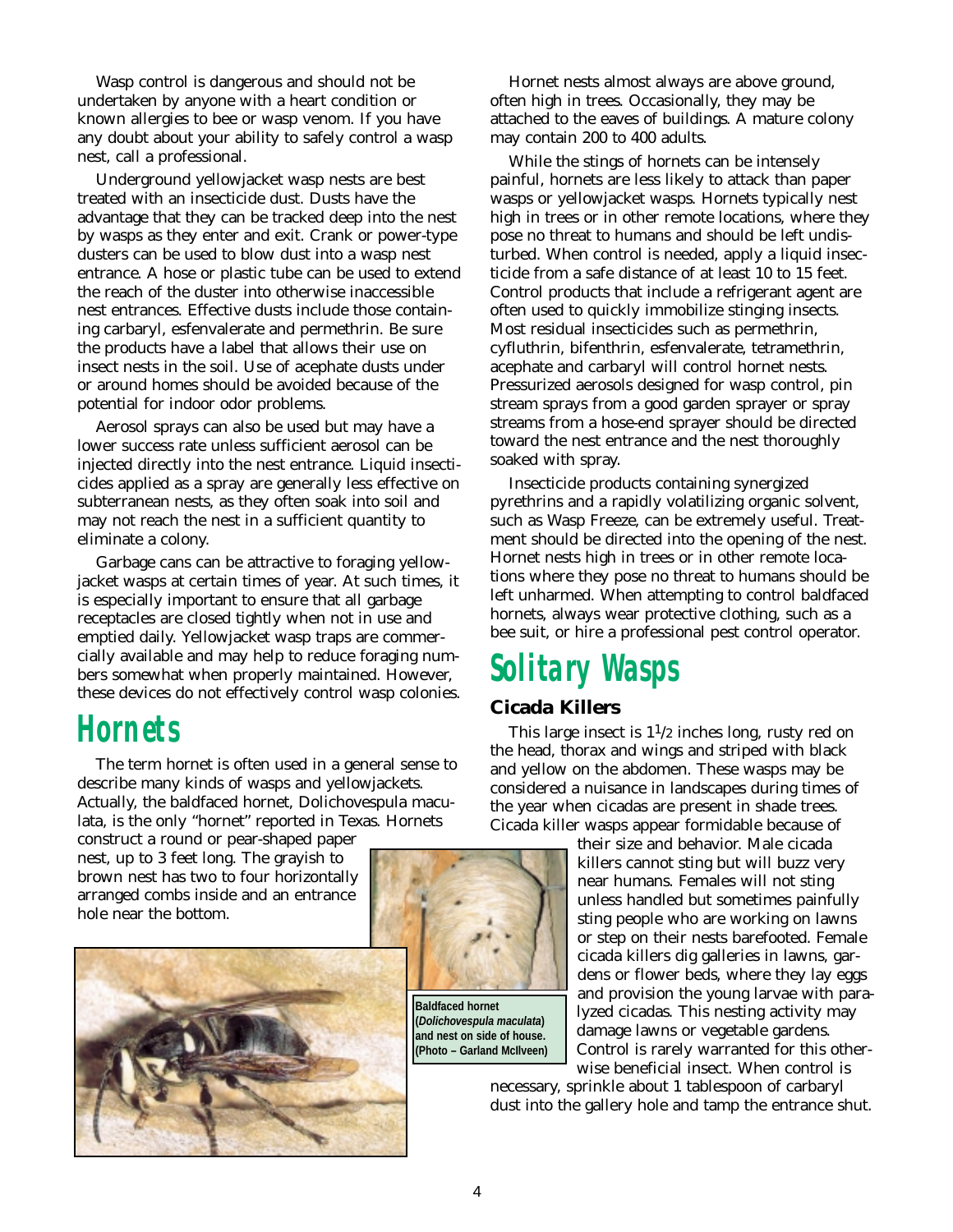Wasp control is dangerous and should not be undertaken by anyone with a heart condition or known allergies to bee or wasp venom. If you have any doubt about your ability to safely control a wasp nest, call a professional.

Underground yellowjacket wasp nests are best treated with an insecticide dust. Dusts have the advantage that they can be tracked deep into the nest by wasps as they enter and exit. Crank or power-type dusters can be used to blow dust into a wasp nest entrance. A hose or plastic tube can be used to extend the reach of the duster into otherwise inaccessible nest entrances. Effective dusts include those containing carbaryl, esfenvalerate and permethrin. Be sure the products have a label that allows their use on insect nests in the soil. Use of acephate dusts under or around homes should be avoided because of the potential for indoor odor problems.

Aerosol sprays can also be used but may have a lower success rate unless sufficient aerosol can be injected directly into the nest entrance. Liquid insecticides applied as a spray are generally less effective on subterranean nests, as they often soak into soil and may not reach the nest in a sufficient quantity to eliminate a colony.

Garbage cans can be attractive to foraging yellowjacket wasps at certain times of year. At such times, it is especially important to ensure that all garbage receptacles are closed tightly when not in use and emptied daily. Yellowjacket wasp traps are commercially available and may help to reduce foraging numbers somewhat when properly maintained. However, these devices do not effectively control wasp colonies.

# Hornets

The term hornet is often used in a general sense to describe many kinds of wasps and yellowjackets. Actually, the baldfaced hornet, Dolichovespula maculata, is the only "hornet" reported in Texas. Hornets construct a round or pear-shaped paper nest, up to 3 feet long. The grayish to brown nest has two to four horizontally arranged combs inside and an entrance hole near the bottom.

**Baldfaced hornet (*Dolichovespula maculata*) and nest on side of house. (Photo – Garland McIlveen)**

Hornet nests almost always are above ground, often high in trees. Occasionally, they may be attached to the eaves of buildings. A mature colony may contain 200 to 400 adults.

While the stings of hornets can be intensely painful, hornets are less likely to attack than paper wasps or yellowjacket wasps. Hornets typically nest high in trees or in other remote locations, where they pose no threat to humans and should be left undisturbed. When control is needed, apply a liquid insecticide from a safe distance of at least 10 to 15 feet. Control products that include a refrigerant agent are often used to quickly immobilize stinging insects. Most residual insecticides such as permethrin, cyfluthrin, bifenthrin, esfenvalerate, tetramethrin, acephate and carbaryl will control hornet nests. Pressurized aerosols designed for wasp control, pin stream sprays from a good garden sprayer or spray streams from a hose-end sprayer should be directed toward the nest entrance and the nest thoroughly soaked with spray.

Insecticide products containing synergized pyrethrins and a rapidly volatilizing organic solvent, such as Wasp Freeze, can be extremely useful. Treatment should be directed into the opening of the nest. Hornet nests high in trees or in other remote locations where they pose no threat to humans should be left unharmed. When attempting to control baldfaced hornets, always wear protective clothing, such as a bee suit, or hire a professional pest control operator.

# Solitary Wasps

### Cicada Killers

This large insect is 1½ inches long, rusty red on the head, thorax and wings and striped with black and yellow on the abdomen. These wasps may be considered a nuisance in landscapes during times of the year when cicadas are present in shade trees. Cicada killer wasps appear formidable because of their size and behavior. Male cicada killers cannot sting but will buzz very near humans. Females will not sting unless handled but sometimes painfully sting people who are working on lawns or step on their nests barefooted. Female cicada killers dig galleries in lawns, gardens or flower beds, where they lay eggs and provision the young larvae with paralyzed cicadas. This nesting activity may damage lawns or vegetable gardens. Control is rarely warranted for this otherwise beneficial insect. When control is necessary, sprinkle about 1 tablespoon of carbaryl dust into the gallery hole and tamp the entrance shut.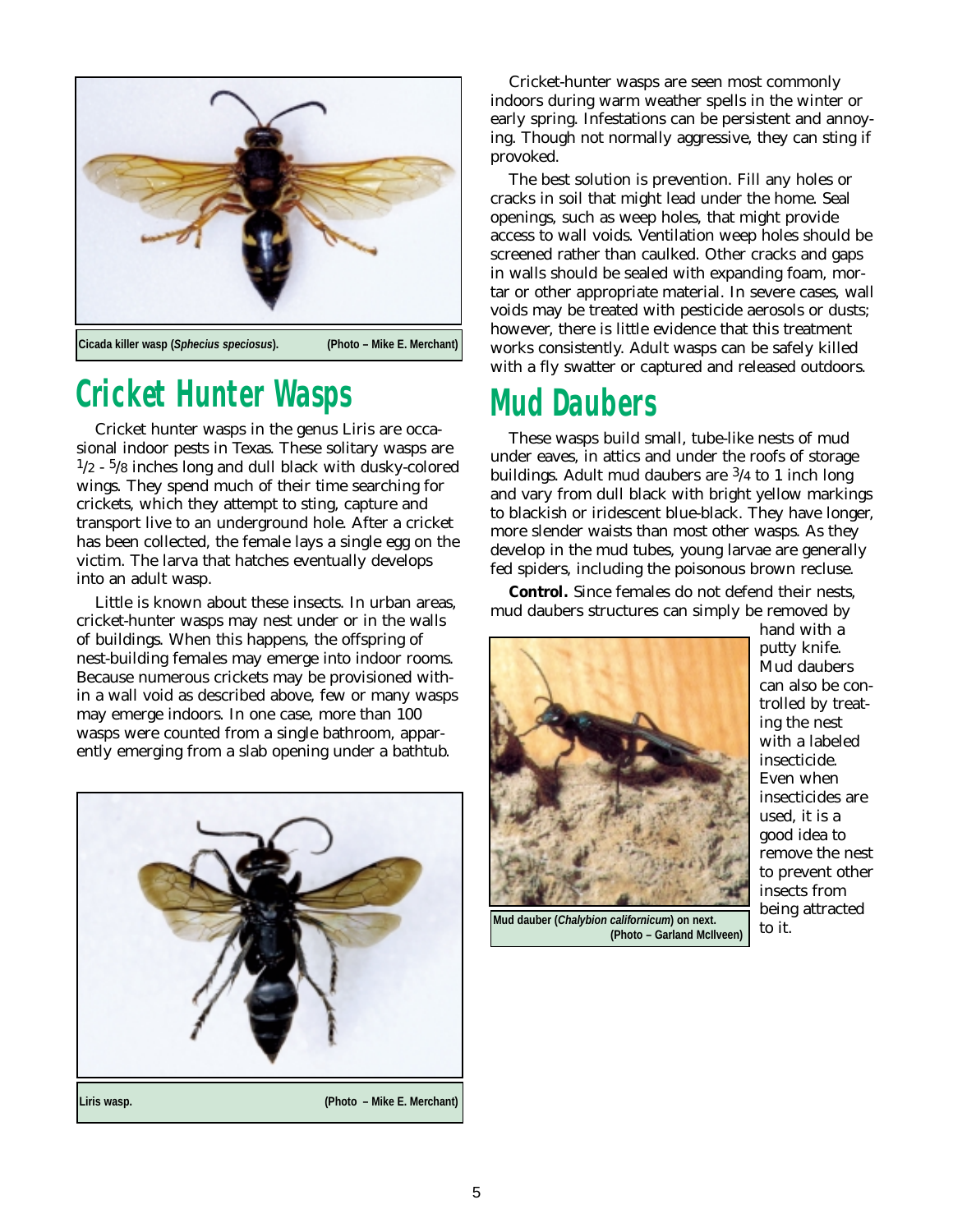Cicada killer wasp (*Sphecius speciosus*). (Photo – Mike E. Merchant)

## Cricket Hunter Wasps

Cricket hunter wasps in the genus Liris are occasional indoor pests in Texas. These solitary wasps are 1/2 - 5/8 inches long and dull black with dusky-colored wings. They spend much of their time searching for crickets, which they attempt to sting, capture and transport live to an underground hole. After a cricket has been collected, the female lays a single egg on the victim. The larva that hatches eventually develops into an adult wasp.

Little is known about these insects. In urban areas, cricket-hunter wasps may nest under or in the walls of buildings. When this happens, the offspring of nest-building females may emerge into indoor rooms. Because numerous crickets may be provisioned within a wall void as described above, few or many wasps may emerge indoors. In one case, more than 100 wasps were counted from a single bathroom, apparently emerging from a slab opening under a bathtub.

Liris wasp. (Photo – Mike E. Merchant)

Cricket-hunter wasps are seen most commonly indoors during warm weather spells in the winter or early spring. Infestations can be persistent and annoying. Though not normally aggressive, they can sting if provoked.

The best solution is prevention. Fill any holes or cracks in soil that might lead under the home. Seal openings, such as weep holes, that might provide access to wall voids. Ventilation weep holes should be screened rather than caulked. Other cracks and gaps in walls should be sealed with expanding foam, mortar or other appropriate material. In severe cases, wall voids may be treated with pesticide aerosols or dusts; however, there is little evidence that this treatment works consistently. Adult wasps can be safely killed with a fly swatter or captured and released outdoors.

## Mud Daubers

These wasps build small, tube-like nests of mud under eaves, in attics and under the roofs of storage buildings. Adult mud daubers are 3/4 to 1 inch long and vary from dull black with bright yellow markings to blackish or iridescent blue-black. They have longer, more slender waists than most other wasps. As they develop in the mud tubes, young larvae are generally fed spiders, including the poisonous brown recluse.

**Control.** Since females do not defend their nests, mud daubers structures can simply be removed by hand with a putty knife. Mud daubers can also be controlled by treating the nest with a labeled insecticide. Even when insecticides are used, it is a good idea to remove the nest to prevent other insects from being attracted to it.

Mud dauber (*Chalybion californicum*) on next. (Photo – Garland McIlveen)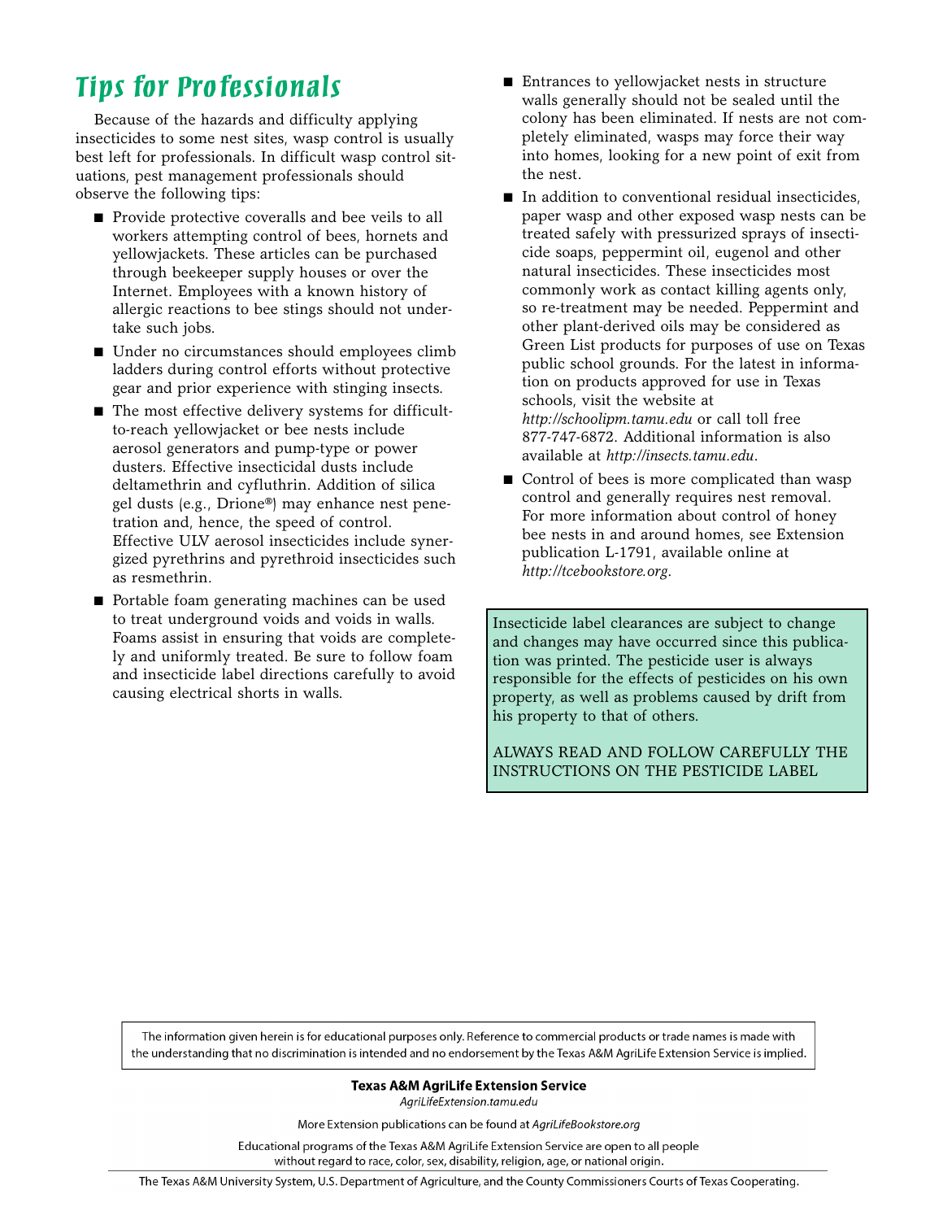## Tips for Professionals

Because of the hazards and difficulty applying insecticides to some nest sites, wasp control is usually best left for professionals. In difficult wasp control situations, pest management professionals should observe the following tips:

- Provide protective coveralls and bee veils to all workers attempting control of bees, hornets and yellowjackets. These articles can be purchased through beekeeper supply houses or over the Internet. Employees with a known history of allergic reactions to bee stings should not undertake such jobs.
- Under no circumstances should employees climb ladders during control efforts without protective gear and prior experience with stinging insects.
- The most effective delivery systems for difficult-to-reach yellowjacket or bee nests include aerosol generators and pump-type or power dusters. Effective insecticidal dusts include deltamethrin and cyfluthrin. Addition of silica gel dusts (e.g., Drione®) may enhance nest penetration and, hence, the speed of control. Effective ULV aerosol insecticides include synergized pyrethrins and pyrethroid insecticides such as resmethrin.
- Portable foam generating machines can be used to treat underground voids and voids in walls. Foams assist in ensuring that voids are completely and uniformly treated. Be sure to follow foam and insecticide label directions carefully to avoid causing electrical shorts in walls.
- Entrances to yellowjacket nests in structure walls generally should not be sealed until the colony has been eliminated. If nests are not completely eliminated, wasps may force their way into homes, looking for a new point of exit from the nest.
- In addition to conventional residual insecticides, paper wasp and other exposed wasp nests can be treated safely with pressurized sprays of insecticide soaps, peppermint oil, eugenol and other natural insecticides. These insecticides most commonly work as contact killing agents only, so re-treatment may be needed. Peppermint and other plant-derived oils may be considered as Green List products for purposes of use on Texas public school grounds. For the latest information on products approved for use in Texas schools, visit the website at *http://schoolipm.tamu.edu* or call toll free 877-747-6872. Additional information is also available at *http://insects.tamu.edu*.
- Control of bees is more complicated than wasp control and generally requires nest removal. For more information about control of honey bee nests in and around homes, see Extension publication L-1791, available online at *http://tcebookstore.org*.

Insecticide label clearances are subject to change and changes may have occurred since this publication was printed. The pesticide user is always responsible for the effects of pesticides on his own property, as well as problems caused by drift from his property to that of others.

ALWAYS READ AND FOLLOW CAREFULLY THE INSTRUCTIONS ON THE PESTICIDE LABEL

The information given herein is for educational purposes only. Reference to commercial products or trade names is made with the understanding that no discrimination is intended and no endorsement by the Texas A&M AgriLife Extension Service is implied.

**Texas A&M AgriLife Extension Service**
*AgriLifeExtension.tamu.edu*

More Extension publications can be found at *AgriLifeBookstore.org*

Educational programs of the Texas A&M AgriLife Extension Service are open to all people without regard to race, color, sex, disability, religion, age, or national origin.

The Texas A&M University System, U.S. Department of Agriculture, and the County Commissioners Courts of Texas Cooperating.